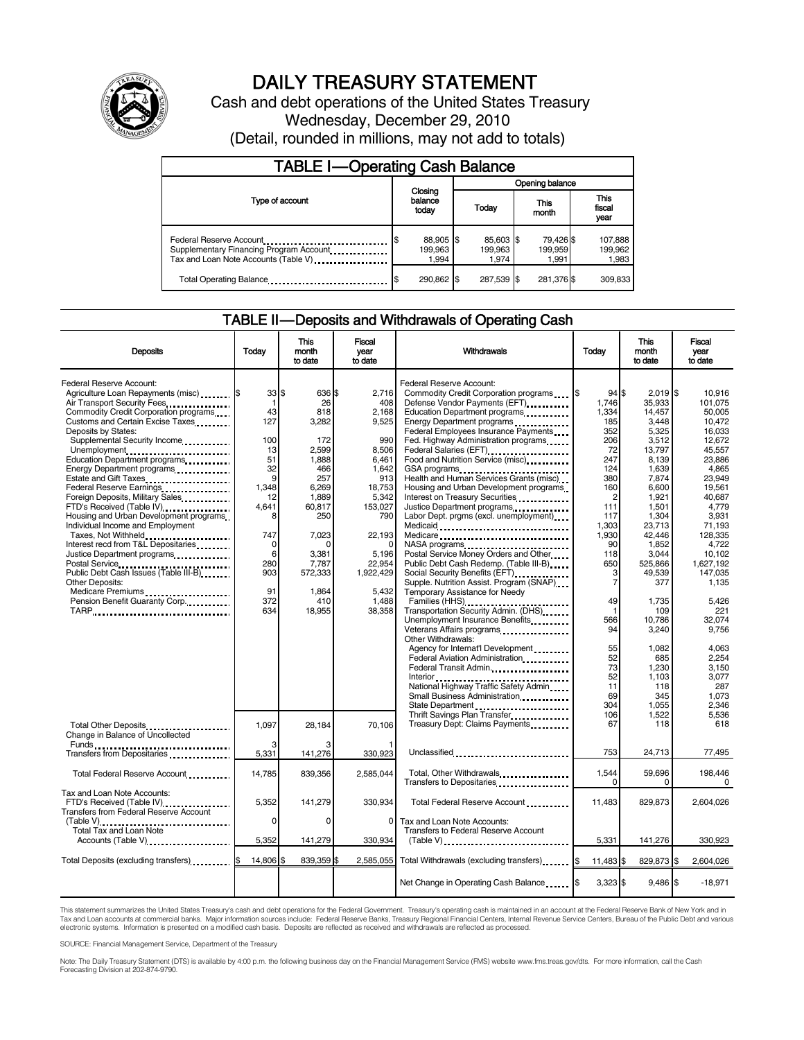# DAILY TREASURY STATEMENT

Cash and debt operations of the United States Treasury

Wednesday, December 29, 2010

(Detail, rounded in millions, may not add to totals)

## TABLE I—Operating Cash Balance

| Type of account | Closing balance today | Opening balance Today | Opening balance This month | Opening balance This fiscal year |
|---|---|---|---|---|
| Federal Reserve Account | $ 88,905 | $ 85,603 | $ 79,426 | $ 107,888 |
| Supplementary Financing Program Account | 199,963 | 199,963 | 199,959 | 199,962 |
| Tax and Loan Note Accounts (Table V) | 1,994 | 1,974 | 1,991 | 1,983 |
| Total Operating Balance | $ 290,862 | $ 287,539 | $ 281,376 | $ 309,833 |

## TABLE II—Deposits and Withdrawals of Operating Cash

| Deposits | Today | This month to date | Fiscal year to date |
|---|---|---|---|
| Federal Reserve Account: | | | |
| Agriculture Loan Repayments (misc) | $ 33 | $ 636 | $ 2,716 |
| Air Transport Security Fees | 1 | 26 | 408 |
| Commodity Credit Corporation programs | 43 | 818 | 2,168 |
| Customs and Certain Excise Taxes | 127 | 3,282 | 9,525 |
| Deposits by States: | | | |
| Supplemental Security Income | 100 | 172 | 990 |
| Unemployment | 13 | 2,599 | 8,506 |
| Education Department programs | 51 | 1,888 | 6,461 |
| Energy Department programs | 32 | 466 | 1,642 |
| Estate and Gift Taxes | 9 | 257 | 913 |
| Federal Reserve Earnings | 1,348 | 6,269 | 18,753 |
| Foreign Deposits, Military Sales | 12 | 1,889 | 5,342 |
| FTD's Received (Table IV) | 4,641 | 60,817 | 153,027 |
| Housing and Urban Development programs | 8 | 250 | 790 |
| Individual Income and Employment Taxes, Not Withheld | 747 | 7,023 | 22,193 |
| Interest recd from T&L Depositaries | 0 | 0 | 0 |
| Justice Department programs | 6 | 3,381 | 5,196 |
| Postal Service | 280 | 7,787 | 22,954 |
| Public Debt Cash Issues (Table III-B) | 903 | 572,333 | 1,922,429 |
| Other Deposits: | | | |
| Medicare Premiums | 91 | 1,864 | 5,432 |
| Pension Benefit Guaranty Corp. | 372 | 410 | 1,488 |
| TARP | 634 | 18,955 | 38,358 |
| Total Other Deposits | 1,097 | 28,184 | 70,106 |
| Change in Balance of Uncollected Funds | 3 | 3 | 1 |
| Transfers from Depositaries | 5,331 | 141,276 | 330,923 |
| Total Federal Reserve Account | 14,785 | 839,356 | 2,585,044 |
| Tax and Loan Note Accounts: | | | |
| FTD's Received (Table IV) | 5,352 | 141,279 | 330,934 |
| Transfers from Federal Reserve Account (Table V) | 0 | 0 | 0 |
| Total Tax and Loan Note Accounts (Table V) | 5,352 | 141,279 | 330,934 |
| Total Deposits (excluding transfers) | $ 14,806 | $ 839,359 | $ 2,585,055 |

| Withdrawals | Today | This month to date | Fiscal year to date |
|---|---|---|---|
| Federal Reserve Account: | | | |
| Commodity Credit Corporation programs | $ 94 | $ 2,019 | $ 10,916 |
| Defense Vendor Payments (EFT) | 1,746 | 35,933 | 101,075 |
| Education Department programs | 1,334 | 14,457 | 50,005 |
| Energy Department programs | 185 | 3,448 | 10,472 |
| Federal Employees Insurance Payments | 352 | 5,325 | 16,033 |
| Fed. Highway Administration programs | 206 | 3,512 | 12,672 |
| Federal Salaries (EFT) | 72 | 13,797 | 45,557 |
| Food and Nutrition Service (misc) | 247 | 8,139 | 23,886 |
| GSA programs | 124 | 1,639 | 4,865 |
| Health and Human Services Grants (misc) | 380 | 7,874 | 23,949 |
| Housing and Urban Development programs | 160 | 6,600 | 19,561 |
| Interest on Treasury Securities | 2 | 1,921 | 40,687 |
| Justice Department programs | 111 | 1,501 | 4,779 |
| Labor Dept. prgms (excl. unemployment) | 117 | 1,304 | 3,931 |
| Medicaid | 1,303 | 23,713 | 71,193 |
| Medicare | 1,930 | 42,446 | 128,335 |
| NASA programs | 90 | 1,852 | 4,722 |
| Postal Service Money Orders and Other | 118 | 3,044 | 10,102 |
| Public Debt Cash Redemp. (Table III-B) | 650 | 525,866 | 1,627,192 |
| Social Security Benefits (EFT) | 3 | 49,539 | 147,035 |
| Supple. Nutrition Assist. Program (SNAP) | 7 | 377 | 1,135 |
| Temporary Assistance for Needy Families (HHS) | 49 | 1,735 | 5,426 |
| Transportation Security Admin. (DHS) | 1 | 109 | 221 |
| Unemployment Insurance Benefits | 566 | 10,786 | 32,074 |
| Veterans Affairs programs | 94 | 3,240 | 9,756 |
| Other Withdrawals: | | | |
| Agency for Internat'l Development | 55 | 1,082 | 4,063 |
| Federal Aviation Administration | 52 | 685 | 2,254 |
| Federal Transit Admin. | 73 | 1,230 | 3,150 |
| Interior | 52 | 1,103 | 3,077 |
| National Highway Traffic Safety Admin | 11 | 118 | 287 |
| Small Business Administration | 69 | 345 | 1,073 |
| State Department | 304 | 1,055 | 2,346 |
| Thrift Savings Plan Transfer | 106 | 1,522 | 5,536 |
| Treasury Dept: Claims Payments | 67 | 118 | 618 |
| Unclassified | 753 | 24,713 | 77,495 |
| Total, Other Withdrawals | 1,544 | 59,696 | 198,446 |
| Transfers to Depositaries | 0 | 0 | 0 |
| Total Federal Reserve Account | 11,483 | 829,873 | 2,604,026 |
| Tax and Loan Note Accounts: | | | |
| Transfers to Federal Reserve Account (Table V) | 5,331 | 141,276 | 330,923 |
| Total Withdrawals (excluding transfers) | $ 11,483 | $ 829,873 | $ 2,604,026 |
| Net Change in Operating Cash Balance | $ 3,323 | $ 9,486 | $ -18,971 |

This statement summarizes the United States Treasury's cash and debt operations for the Federal Government. Treasury's operating cash is maintained in an account at the Federal Reserve Bank of New York and in Tax and Loan accounts at commercial banks. Major information sources include: Federal Reserve Banks, Treasury Regional Financial Centers, Internal Revenue Service Centers, Bureau of the Public Debt and various electronic systems. Information is presented on a modified cash basis. Deposits are reflected as received and withdrawals are reflected as processed.

SOURCE: Financial Management Service, Department of the Treasury

Note: The Daily Treasury Statement (DTS) is available by 4:00 p.m. the following business day on the Financial Management Service (FMS) website www.fms.treas.gov/dts. For more information, call the Cash Forecasting Division at 202-874-9790.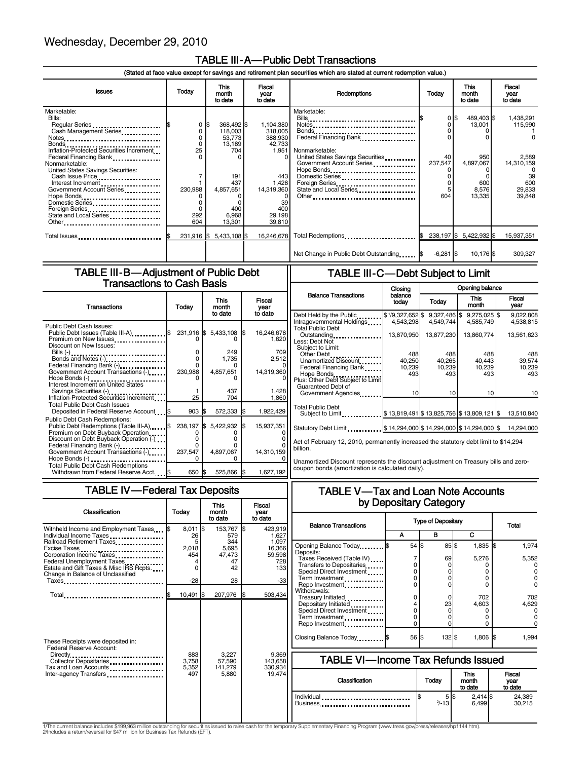Wednesday, December 29, 2010

## TABLE III-A—Public Debt Transactions

(Stated at face value except for savings and retirement plan securities which are stated at current redemption value.)

| Issues | Today | This month to date | Fiscal year to date |
|---|---|---|---|
| Marketable: | | | |
| Bills: | | | |
| Regular Series | $ 0 | $ 368,492 | $ 1,104,380 |
| Cash Management Series | 0 | 118,003 | 318,005 |
| Notes | 0 | 53,773 | 388,930 |
| Bonds | 0 | 13,189 | 42,733 |
| Inflation-Protected Securities Increment | 25 | 704 | 1,951 |
| Federal Financing Bank | 0 | 0 | 0 |
| Nonmarketable: | | | |
| United States Savings Securities: | | | |
| Cash Issue Price | 7 | 191 | 443 |
| Interest Increment | 1 | 437 | 1,428 |
| Government Account Series | 230,988 | 4,857,651 | 14,319,360 |
| Hope Bonds | 0 | 0 | 0 |
| Domestic Series | 0 | 0 | 39 |
| Foreign Series | 0 | 400 | 400 |
| State and Local Series | 292 | 6,968 | 29,198 |
| Other | 604 | 13,301 | 39,810 |
| Total Issues | $ 231,916 | $ 5,433,108 | $ 16,246,678 |

| Redemptions | Today | This month to date | Fiscal year to date |
|---|---|---|---|
| Marketable: | | | |
| Bills | $ 0 | $ 489,403 | $ 1,438,291 |
| Notes | 0 | 13,001 | 115,990 |
| Bonds | 0 | 0 | 1 |
| Federal Financing Bank | 0 | 0 | 0 |
| Nonmarketable: | | | |
| United States Savings Securities | 40 | 950 | 2,589 |
| Government Account Series | 237,547 | 4,897,067 | 14,310,159 |
| Hope Bonds | 0 | 0 | 0 |
| Domestic Series | 0 | 0 | 39 |
| Foreign Series | 0 | 600 | 600 |
| State and Local Series | 5 | 8,576 | 29,833 |
| Other | 604 | 13,335 | 39,848 |
| Total Redemptions | $ 238,197 | $ 5,422,932 | $ 15,937,351 |
| Net Change in Public Debt Outstanding | $ -6,281 | $ 10,176 | $ 309,327 |

## TABLE III-B—Adjustment of Public Debt Transactions to Cash Basis

| Transactions | Today | This month to date | Fiscal year to date |
|---|---|---|---|
| Public Debt Cash Issues: | | | |
| Public Debt Issues (Table III-A) | $ 231,916 | $ 5,433,108 | $ 16,246,678 |
| Premium on New Issues | 0 | 0 | 1,620 |
| Discount on New Issues: | | | |
| Bills (-) | 0 | 249 | 709 |
| Bonds and Notes (-) | 0 | 1,735 | 2,512 |
| Federal Financing Bank (-) | 0 | 0 | 0 |
| Government Account Transactions (-) | 230,988 | 4,857,651 | 14,319,360 |
| Hope Bonds (-) | 0 | 0 | 0 |
| Interest Increment on United States Savings Securities (-) | 1 | 437 | 1,428 |
| Inflation-Protected Securities Increment | 25 | 704 | 1,860 |
| Total Public Debt Cash Issues Deposited in Federal Reserve Account | $ 903 | $ 572,333 | $ 1,922,429 |
| Public Debt Cash Redemptions: | | | |
| Public Debt Redemptions (Table III-A) | $ 238,197 | $ 5,422,932 | $ 15,937,351 |
| Premium on Debt Buyback Operation | 0 | 0 | 0 |
| Discount on Debt Buyback Operation (-) | 0 | 0 | 0 |
| Federal Financing Bank (-) | 0 | 0 | 0 |
| Government Account Transactions (-) | 237,547 | 4,897,067 | 14,310,159 |
| Hope Bonds (-) | 0 | 0 | 0 |
| Total Public Debt Cash Redemptions Withdrawn from Federal Reserve Acct. | $ 650 | $ 525,866 | $ 1,627,192 |

## TABLE III-C—Debt Subject to Limit

| Balance Transactions | Closing balance today | Opening balance Today | Opening balance This month | Opening balance Fiscal year |
|---|---|---|---|---|
| Debt Held by the Public | $ 1/9,327,652 | $ 9,327,486 | $ 9,275,025 | $ 9,022,808 |
| Intragovernmental Holdings | 4,543,298 | 4,549,744 | 4,585,749 | 4,538,815 |
| Total Public Debt Outstanding | 13,870,950 | 13,877,230 | 13,860,774 | 13,561,623 |
| Less: Debt Not Subject to Limit: | | | | |
| Other Debt | 488 | 488 | 488 | 488 |
| Unamortized Discount | 40,250 | 40,265 | 40,443 | 39,574 |
| Federal Financing Bank | 10,239 | 10,239 | 10,239 | 10,239 |
| Hope Bonds | 493 | 493 | 493 | 493 |
| Plus: Other Debt Subject to Limit | | | | |
| Guaranteed Debt of Government Agencies | 10 | 10 | 10 | 10 |
| Total Public Debt Subject to Limit | $ 13,819,491 | $ 13,825,756 | $ 13,809,121 | $ 13,510,840 |
| Statutory Debt Limit | $ 14,294,000 | $ 14,294,000 | $ 14,294,000 | $ 14,294,000 |

Act of February 12, 2010, permanently increased the statutory debt limit to $14,294 billion.

Unamortized Discount represents the discount adjustment on Treasury bills and zero-coupon bonds (amortization is calculated daily).

## TABLE IV—Federal Tax Deposits

| Classification | Today | This month to date | Fiscal year to date |
|---|---|---|---|
| Withheld Income and Employment Taxes | $ 8,011 | $ 153,767 | $ 423,919 |
| Individual Income Taxes | 26 | 579 | 1,627 |
| Railroad Retirement Taxes | 5 | 344 | 1,097 |
| Excise Taxes | 2,018 | 5,695 | 16,366 |
| Corporation Income Taxes | 454 | 47,473 | 59,598 |
| Federal Unemployment Taxes | 4 | 47 | 728 |
| Estate and Gift Taxes & Misc IRS Rcpts. | 0 | 42 | 133 |
| Change in Balance of Unclassified Taxes | -28 | 28 | -33 |
| Total | $ 10,491 | $ 207,976 | $ 503,434 |
| These Receipts were deposited in: | | | |
| Federal Reserve Account: | | | |
| Directly | 883 | 3,227 | 9,369 |
| Collector Depositaries | 3,758 | 57,590 | 143,658 |
| Tax and Loan Accounts | 5,352 | 141,279 | 330,934 |
| Inter-agency Transfers | 497 | 5,880 | 19,474 |

## TABLE V—Tax and Loan Note Accounts by Depositary Category

| Balance Transactions | Type of Depositary A | B | C | Total |
|---|---|---|---|---|
| Opening Balance Today | $ 54 | $ 85 | $ 1,835 | $ 1,974 |
| Deposits: | | | | |
| Taxes Received (Table IV) | 7 | 69 | 5,276 | 5,352 |
| Transfers to Depositaries | 0 | 0 | 0 | 0 |
| Special Direct Investment | 0 | 0 | 0 | 0 |
| Term Investment | 0 | 0 | 0 | 0 |
| Repo Investment | 0 | 0 | 0 | 0 |
| Withdrawals: | | | | |
| Treasury Initiated | 0 | 0 | 702 | 702 |
| Depositary Initiated | 4 | 23 | 4,603 | 4,629 |
| Special Direct Investment | 0 | 0 | 0 | 0 |
| Term Investment | 0 | 0 | 0 | 0 |
| Repo Investment | 0 | 0 | 0 | 0 |
| Closing Balance Today | $ 56 | $ 132 | $ 1,806 | $ 1,994 |

## TABLE VI—Income Tax Refunds Issued

| Classification | Today | This month to date | Fiscal year to date |
|---|---|---|---|
| Individual | $ 5 | $ 2,414 | $ 24,389 |
| Business | 2/-13 | 6,499 | 30,215 |

1/The current balance includes $199,963 million outstanding for securities issued to raise cash for the temporary Supplementary Financing Program (www.treas.gov/press/releases/hp1144.htm).
2/Includes a return/reversal for $47 million for Business Tax Refunds (EFT).